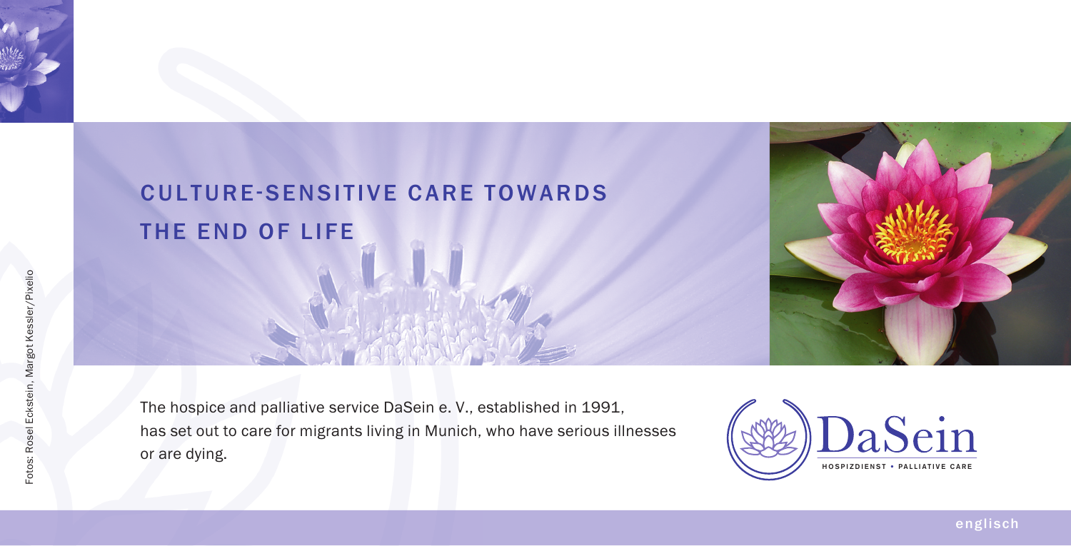# CULTURE-SENSITIVE CARE TOWARDS THE END OF LIFE

The hospice and palliative service DaSein e. V., established in 1991, has set out to care for migrants living in Munich, who have serious illnesses or are dying.

DaSein

HOSPIZDIENST • PALLIATIVE CARE

Fotos: Rosel Eckstein, Margot Kessler/Pixelio

englisch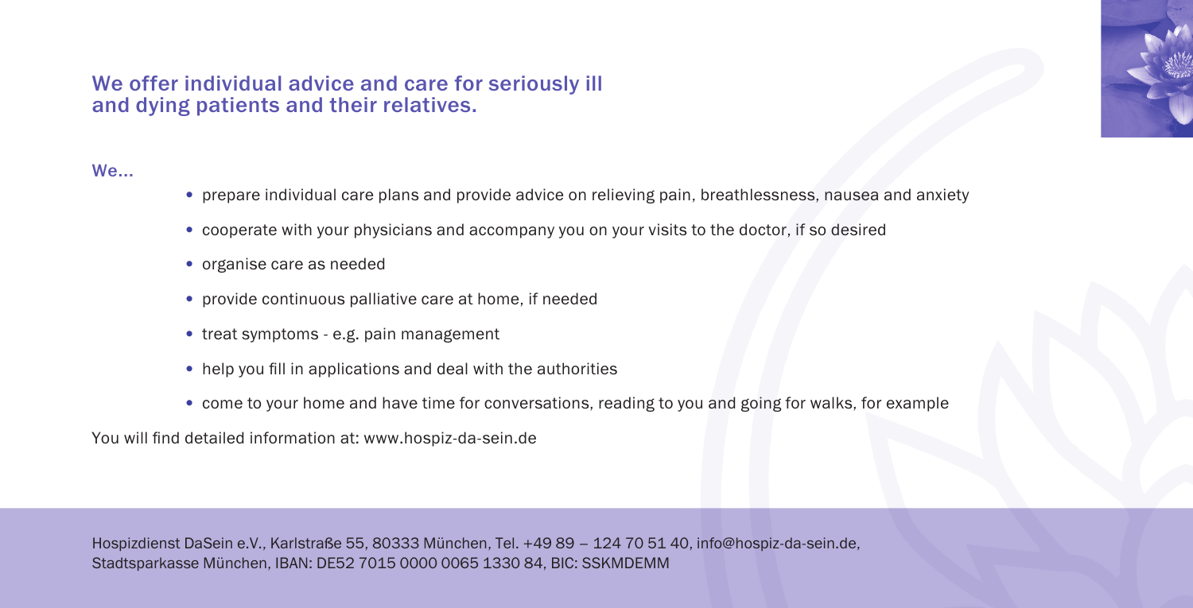## We offer individual advice and care for seriously ill and dying patients and their relatives.

We...

- prepare individual care plans and provide advice on relieving pain, breathlessness, nausea and anxiety
- cooperate with your physicians and accompany you on your visits to the doctor, if so desired
- organise care as needed
- provide continuous palliative care at home, if needed
- treat symptoms - e.g. pain management
- help you fill in applications and deal with the authorities
- come to your home and have time for conversations, reading to you and going for walks, for example

You will find detailed information at: www.hospiz-da-sein.de

Hospizdienst DaSein e.V., Karlstraße 55, 80333 München, Tel. +49 89 – 124 70 51 40, info@hospiz-da-sein.de,
Stadtsparkasse München, IBAN: DE52 7015 0000 0065 1330 84, BIC: SSKMDEMM